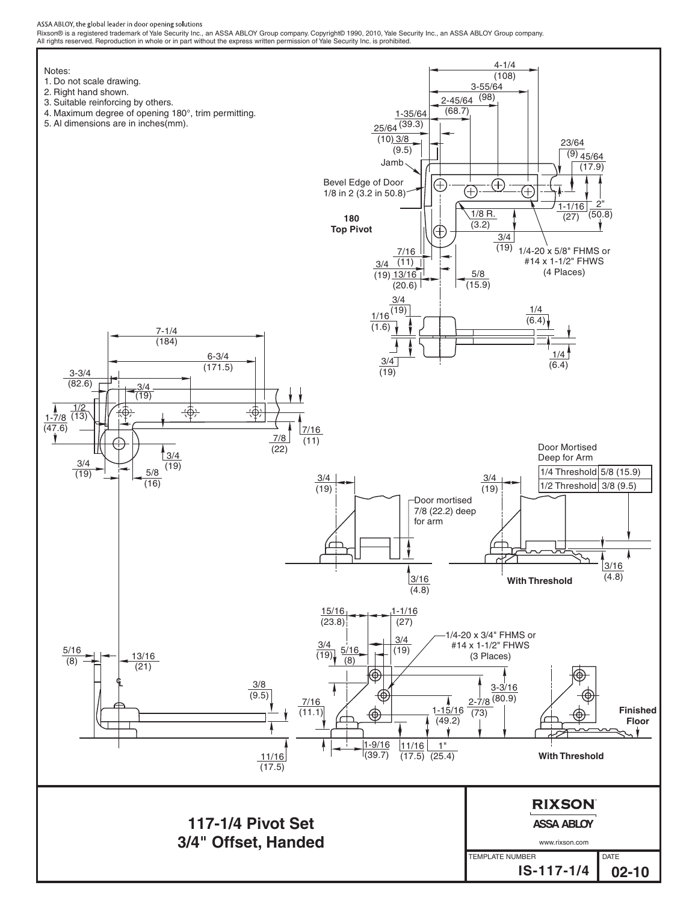ASSA ABLOY, the global leader in door opening solutions

Rixson® is a registered trademark of Yale Security Inc., an ASSA ABLOY Group company. Copyright© 1990, 2010, Yale Security Inc., an ASSA ABLOY Group company. All rights reserved. Reproduction in whole or in part without the express written permission of Yale Security Inc. is prohibited.

Notes:
1. Do not scale drawing.
2. Right hand shown.
3. Suitable reinforcing by others.
4. Maximum degree of opening 180°, trim permitting.
5. Al dimensions are in inches(mm).

**180 Top Pivot**

Jamb

Bevel Edge of Door 1/8 in 2 (3.2 in 50.8)

4-1/4 (108)
3-55/64 (98)
2-45/64 (68.7)
1-35/64 (39.3)
25/64 (10)
3/8 (9.5)
23/64 (9)
45/64 (17.9)
1-1/16 (27)
2" (50.8)
1/8 R. (3.2)
3/4 (19)
1/4-20 x 5/8" FHMS or #14 x 1-1/2" FHWS (4 Places)
7/16 (11)
3/4 (19)
13/16 (20.6)
5/8 (15.9)
3/4 (19)
1/16 (1.6)
1/4 (6.4)
1/4 (6.4)
3/4 (19)

7-1/4 (184)
6-3/4 (171.5)
3-3/4 (82.6)
3/4 (19)
1/2 (13)
1-7/8 (47.6)
7/16 (11)
7/8 (22)
3/4 (19)
3/4 (19)
5/8 (16)

Door Mortised Deep for Arm

| | |
|---|---|
| 1/4 Threshold | 5/8 (15.9) |
| 1/2 Threshold | 3/8 (9.5) |

3/4 (19)
Door mortised 7/8 (22.2) deep for arm
3/16 (4.8)
3/4 (19)
3/16 (4.8)
With Threshold

15/16 (23.8)
1-1/16 (27)
3/4 (19)
5/16 (8)
3/4 (19)
1/4-20 x 3/4" FHMS or #14 x 1-1/2" FHWS (3 Places)
3-3/16 (80.9)
2-7/8 (73)
1-15/16 (49.2)
7/16 (11.1)
1-9/16 (39.7)
11/16 (17.5)
1" (25.4)
Finished Floor
With Threshold

5/16 (8)
13/16 (21)
CL
3/8 (9.5)
11/16 (17.5)

# 117-1/4 Pivot Set
# 3/4" Offset, Handed

RIXSON
ASSA ABLOY
www.rixson.com

| TEMPLATE NUMBER | DATE |
|---|---|
| IS-117-1/4 | 02-10 |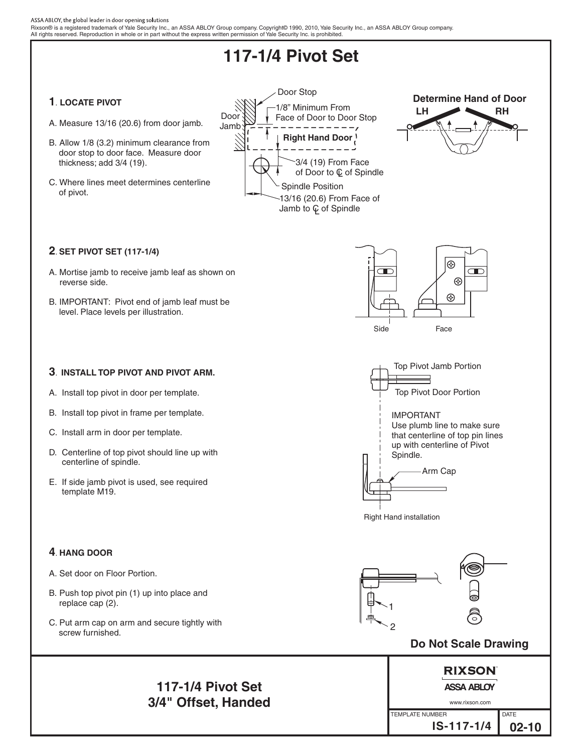ASSA ABLOY, the global leader in door opening solutions

Rixson® is a registered trademark of Yale Security Inc., an ASSA ABLOY Group company. Copyright© 1990, 2010, Yale Security Inc., an ASSA ABLOY Group company. All rights reserved. Reproduction in whole or in part without the express written permission of Yale Security Inc. is prohibited.

# 117-1/4 Pivot Set

## 1. LOCATE PIVOT

A. Measure 13/16 (20.6) from door jamb.

B. Allow 1/8 (3.2) minimum clearance from door stop to door face. Measure door thickness; add 3/4 (19).

C. Where lines meet determines centerline of pivot.

Door Stop

Door Jamb

1/8" Minimum From Face of Door to Door Stop

Right Hand Door

3/4 (19) From Face of Door to ℄ of Spindle

Spindle Position

13/16 (20.6) From Face of Jamb to ℄ of Spindle

**Determine Hand of Door**

LH RH

## 2. SET PIVOT SET (117-1/4)

A. Mortise jamb to receive jamb leaf as shown on reverse side.

B. IMPORTANT: Pivot end of jamb leaf must be level. Place levels per illustration.

Side Face

## 3. INSTALL TOP PIVOT AND PIVOT ARM.

A. Install top pivot in door per template.

B. Install top pivot in frame per template.

C. Install arm in door per template.

D. Centerline of top pivot should line up with centerline of spindle.

E. If side jamb pivot is used, see required template M19.

Top Pivot Jamb Portion

Top Pivot Door Portion

IMPORTANT
Use plumb line to make sure that centerline of top pin lines up with centerline of Pivot Spindle.

Arm Cap

Right Hand installation

## 4. HANG DOOR

A. Set door on Floor Portion.

B. Push top pivot pin (1) up into place and replace cap (2).

C. Put arm cap on arm and secure tightly with screw furnished.

1

2

**Do Not Scale Drawing**

**117-1/4 Pivot Set**
**3/4" Offset, Handed**

RIXSON
ASSA ABLOY
www.rixson.com

| TEMPLATE NUMBER | DATE |
|---|---|
| IS-117-1/4 | 02-10 |